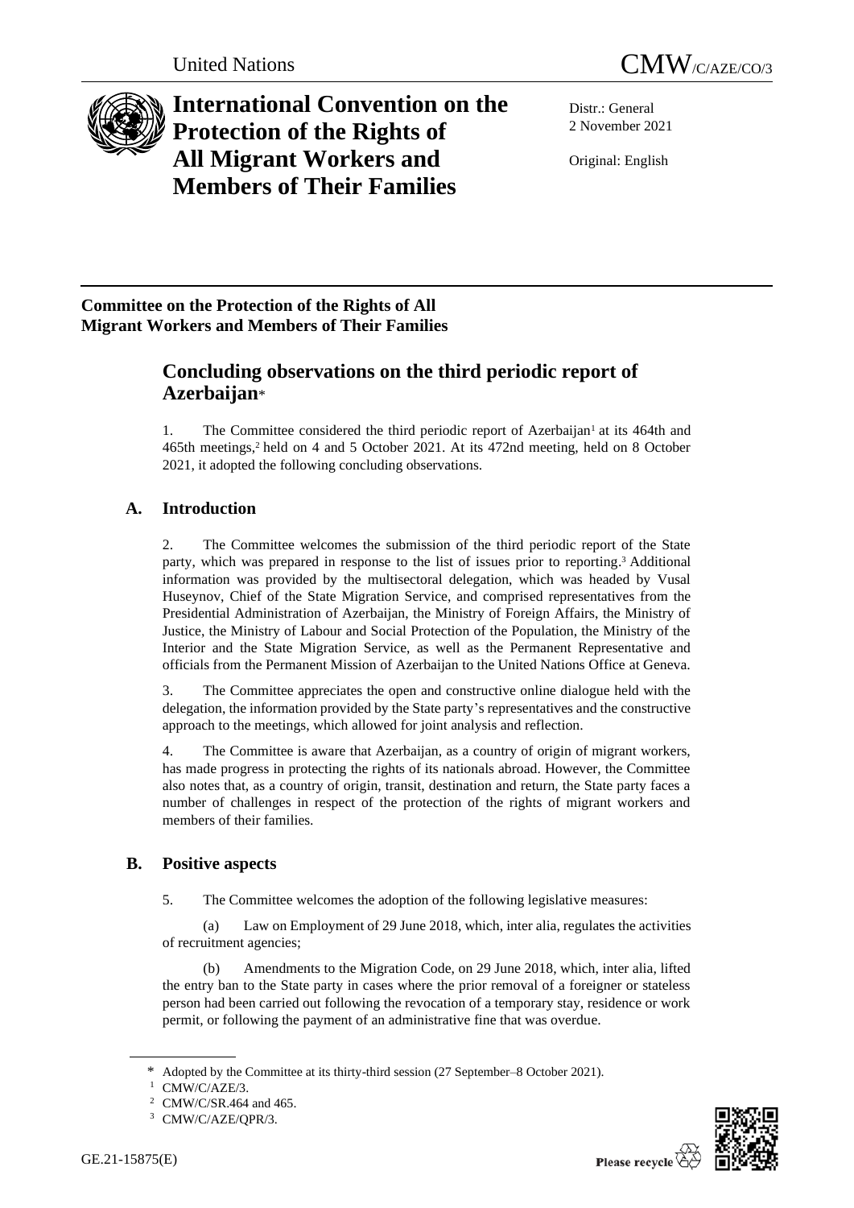United Nations CMW/C/AZE/CO/3

# International Convention on the Protection of the Rights of All Migrant Workers and Members of Their Families

Distr.: General
2 November 2021

Original: English

**Committee on the Protection of the Rights of All Migrant Workers and Members of Their Families**

## Concluding observations on the third periodic report of Azerbaijan*

1. The Committee considered the third periodic report of Azerbaijan[1] at its 464th and 465th meetings,[2] held on 4 and 5 October 2021. At its 472nd meeting, held on 8 October 2021, it adopted the following concluding observations.

## A. Introduction

2. The Committee welcomes the submission of the third periodic report of the State party, which was prepared in response to the list of issues prior to reporting.[3] Additional information was provided by the multisectoral delegation, which was headed by Vusal Huseynov, Chief of the State Migration Service, and comprised representatives from the Presidential Administration of Azerbaijan, the Ministry of Foreign Affairs, the Ministry of Justice, the Ministry of Labour and Social Protection of the Population, the Ministry of the Interior and the State Migration Service, as well as the Permanent Representative and officials from the Permanent Mission of Azerbaijan to the United Nations Office at Geneva.

3. The Committee appreciates the open and constructive online dialogue held with the delegation, the information provided by the State party's representatives and the constructive approach to the meetings, which allowed for joint analysis and reflection.

4. The Committee is aware that Azerbaijan, as a country of origin of migrant workers, has made progress in protecting the rights of its nationals abroad. However, the Committee also notes that, as a country of origin, transit, destination and return, the State party faces a number of challenges in respect of the protection of the rights of migrant workers and members of their families.

## B. Positive aspects

5. The Committee welcomes the adoption of the following legislative measures:

(a) Law on Employment of 29 June 2018, which, inter alia, regulates the activities of recruitment agencies;

(b) Amendments to the Migration Code, on 29 June 2018, which, inter alia, lifted the entry ban to the State party in cases where the prior removal of a foreigner or stateless person had been carried out following the revocation of a temporary stay, residence or work permit, or following the payment of an administrative fine that was overdue.

\* Adopted by the Committee at its thirty-third session (27 September–8 October 2021).

[1] CMW/C/AZE/3.

[2] CMW/C/SR.464 and 465.

[3] CMW/C/AZE/QPR/3.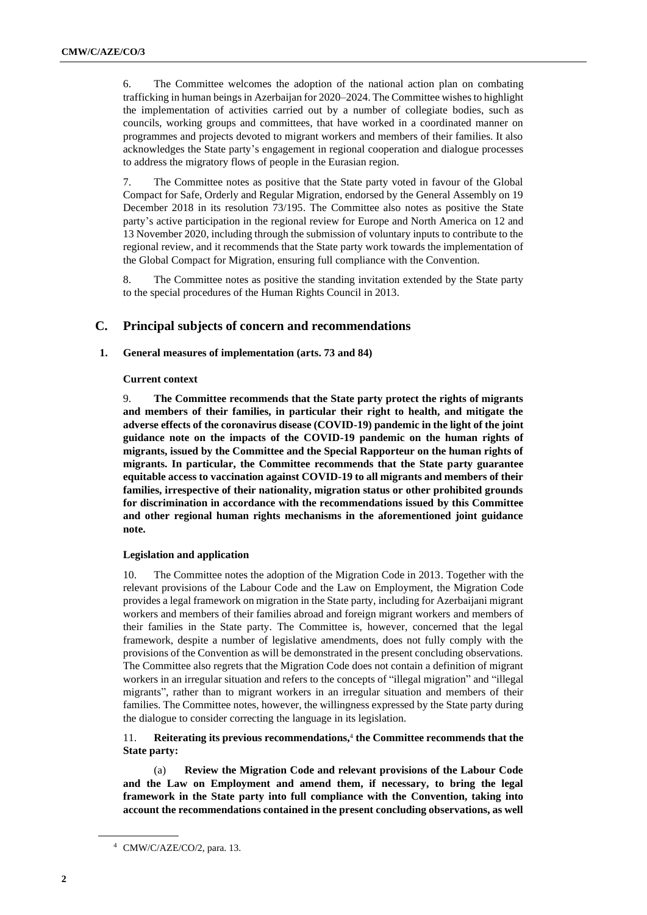6. The Committee welcomes the adoption of the national action plan on combating trafficking in human beings in Azerbaijan for 2020–2024. The Committee wishes to highlight the implementation of activities carried out by a number of collegiate bodies, such as councils, working groups and committees, that have worked in a coordinated manner on programmes and projects devoted to migrant workers and members of their families. It also acknowledges the State party's engagement in regional cooperation and dialogue processes to address the migratory flows of people in the Eurasian region.

7. The Committee notes as positive that the State party voted in favour of the Global Compact for Safe, Orderly and Regular Migration, endorsed by the General Assembly on 19 December 2018 in its resolution 73/195. The Committee also notes as positive the State party's active participation in the regional review for Europe and North America on 12 and 13 November 2020, including through the submission of voluntary inputs to contribute to the regional review, and it recommends that the State party work towards the implementation of the Global Compact for Migration, ensuring full compliance with the Convention.

8. The Committee notes as positive the standing invitation extended by the State party to the special procedures of the Human Rights Council in 2013.

## C. Principal subjects of concern and recommendations

### 1. General measures of implementation (arts. 73 and 84)

#### Current context

9. **The Committee recommends that the State party protect the rights of migrants and members of their families, in particular their right to health, and mitigate the adverse effects of the coronavirus disease (COVID-19) pandemic in the light of the joint guidance note on the impacts of the COVID-19 pandemic on the human rights of migrants, issued by the Committee and the Special Rapporteur on the human rights of migrants. In particular, the Committee recommends that the State party guarantee equitable access to vaccination against COVID-19 to all migrants and members of their families, irrespective of their nationality, migration status or other prohibited grounds for discrimination in accordance with the recommendations issued by this Committee and other regional human rights mechanisms in the aforementioned joint guidance note.**

#### Legislation and application

10. The Committee notes the adoption of the Migration Code in 2013. Together with the relevant provisions of the Labour Code and the Law on Employment, the Migration Code provides a legal framework on migration in the State party, including for Azerbaijani migrant workers and members of their families abroad and foreign migrant workers and members of their families in the State party. The Committee is, however, concerned that the legal framework, despite a number of legislative amendments, does not fully comply with the provisions of the Convention as will be demonstrated in the present concluding observations. The Committee also regrets that the Migration Code does not contain a definition of migrant workers in an irregular situation and refers to the concepts of "illegal migration" and "illegal migrants", rather than to migrant workers in an irregular situation and members of their families. The Committee notes, however, the willingness expressed by the State party during the dialogue to consider correcting the language in its legislation.

11. **Reiterating its previous recommendations,**[4] **the Committee recommends that the State party:**

(a) **Review the Migration Code and relevant provisions of the Labour Code and the Law on Employment and amend them, if necessary, to bring the legal framework in the State party into full compliance with the Convention, taking into account the recommendations contained in the present concluding observations, as well**

[4] CMW/C/AZE/CO/2, para. 13.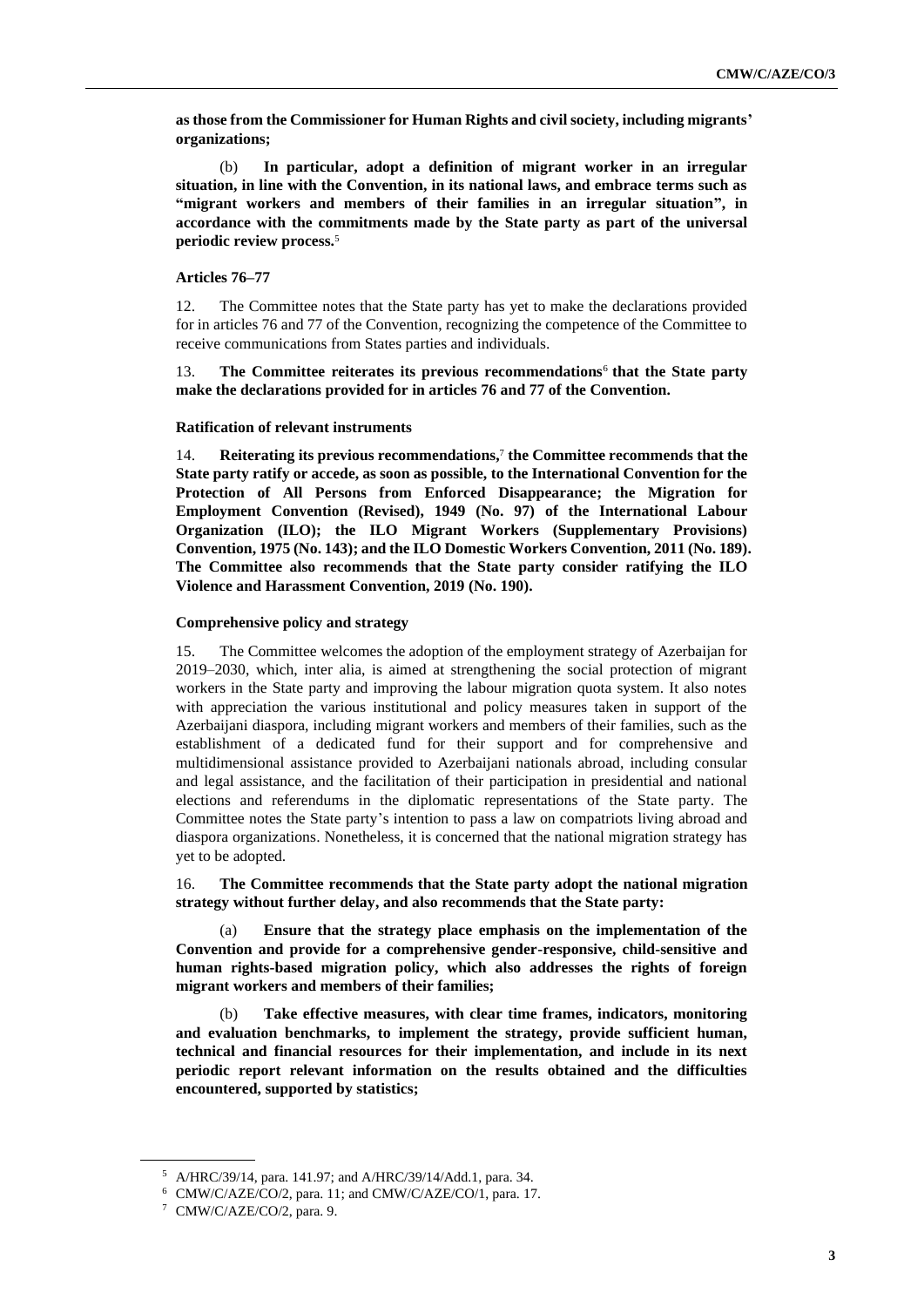**as those from the Commissioner for Human Rights and civil society, including migrants' organizations;**

(b) **In particular, adopt a definition of migrant worker in an irregular situation, in line with the Convention, in its national laws, and embrace terms such as "migrant workers and members of their families in an irregular situation", in accordance with the commitments made by the State party as part of the universal periodic review process.**[5]

#### Articles 76–77

12. The Committee notes that the State party has yet to make the declarations provided for in articles 76 and 77 of the Convention, recognizing the competence of the Committee to receive communications from States parties and individuals.

13. **The Committee reiterates its previous recommendations**[6] **that the State party make the declarations provided for in articles 76 and 77 of the Convention.**

#### Ratification of relevant instruments

14. **Reiterating its previous recommendations,**[7] **the Committee recommends that the State party ratify or accede, as soon as possible, to the International Convention for the Protection of All Persons from Enforced Disappearance; the Migration for Employment Convention (Revised), 1949 (No. 97) of the International Labour Organization (ILO); the ILO Migrant Workers (Supplementary Provisions) Convention, 1975 (No. 143); and the ILO Domestic Workers Convention, 2011 (No. 189). The Committee also recommends that the State party consider ratifying the ILO Violence and Harassment Convention, 2019 (No. 190).**

#### Comprehensive policy and strategy

15. The Committee welcomes the adoption of the employment strategy of Azerbaijan for 2019–2030, which, inter alia, is aimed at strengthening the social protection of migrant workers in the State party and improving the labour migration quota system. It also notes with appreciation the various institutional and policy measures taken in support of the Azerbaijani diaspora, including migrant workers and members of their families, such as the establishment of a dedicated fund for their support and for comprehensive and multidimensional assistance provided to Azerbaijani nationals abroad, including consular and legal assistance, and the facilitation of their participation in presidential and national elections and referendums in the diplomatic representations of the State party. The Committee notes the State party's intention to pass a law on compatriots living abroad and diaspora organizations. Nonetheless, it is concerned that the national migration strategy has yet to be adopted.

16. **The Committee recommends that the State party adopt the national migration strategy without further delay, and also recommends that the State party:**

(a) **Ensure that the strategy place emphasis on the implementation of the Convention and provide for a comprehensive gender-responsive, child-sensitive and human rights-based migration policy, which also addresses the rights of foreign migrant workers and members of their families;**

(b) **Take effective measures, with clear time frames, indicators, monitoring and evaluation benchmarks, to implement the strategy, provide sufficient human, technical and financial resources for their implementation, and include in its next periodic report relevant information on the results obtained and the difficulties encountered, supported by statistics;**

---

[5] A/HRC/39/14, para. 141.97; and A/HRC/39/14/Add.1, para. 34.

[6] CMW/C/AZE/CO/2, para. 11; and CMW/C/AZE/CO/1, para. 17.

[7] CMW/C/AZE/CO/2, para. 9.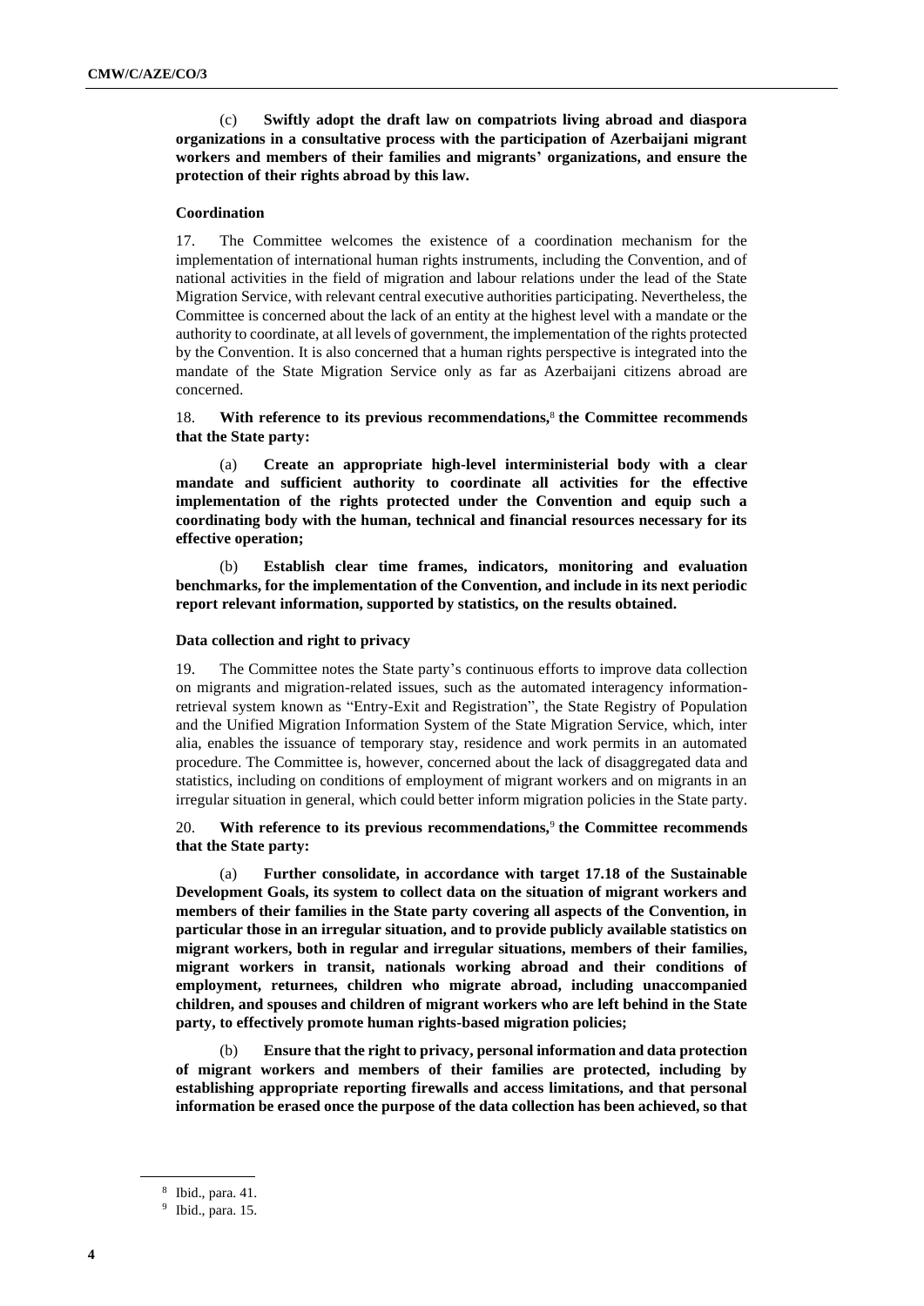(c) **Swiftly adopt the draft law on compatriots living abroad and diaspora organizations in a consultative process with the participation of Azerbaijani migrant workers and members of their families and migrants' organizations, and ensure the protection of their rights abroad by this law.**

### Coordination

17. The Committee welcomes the existence of a coordination mechanism for the implementation of international human rights instruments, including the Convention, and of national activities in the field of migration and labour relations under the lead of the State Migration Service, with relevant central executive authorities participating. Nevertheless, the Committee is concerned about the lack of an entity at the highest level with a mandate or the authority to coordinate, at all levels of government, the implementation of the rights protected by the Convention. It is also concerned that a human rights perspective is integrated into the mandate of the State Migration Service only as far as Azerbaijani citizens abroad are concerned.

18. **With reference to its previous recommendations,**[8] **the Committee recommends that the State party:**

(a) **Create an appropriate high-level interministerial body with a clear mandate and sufficient authority to coordinate all activities for the effective implementation of the rights protected under the Convention and equip such a coordinating body with the human, technical and financial resources necessary for its effective operation;**

(b) **Establish clear time frames, indicators, monitoring and evaluation benchmarks, for the implementation of the Convention, and include in its next periodic report relevant information, supported by statistics, on the results obtained.**

### Data collection and right to privacy

19. The Committee notes the State party's continuous efforts to improve data collection on migrants and migration-related issues, such as the automated interagency information-retrieval system known as "Entry-Exit and Registration", the State Registry of Population and the Unified Migration Information System of the State Migration Service, which, inter alia, enables the issuance of temporary stay, residence and work permits in an automated procedure. The Committee is, however, concerned about the lack of disaggregated data and statistics, including on conditions of employment of migrant workers and on migrants in an irregular situation in general, which could better inform migration policies in the State party.

20. **With reference to its previous recommendations,**[9] **the Committee recommends that the State party:**

(a) **Further consolidate, in accordance with target 17.18 of the Sustainable Development Goals, its system to collect data on the situation of migrant workers and members of their families in the State party covering all aspects of the Convention, in particular those in an irregular situation, and to provide publicly available statistics on migrant workers, both in regular and irregular situations, members of their families, migrant workers in transit, nationals working abroad and their conditions of employment, returnees, children who migrate abroad, including unaccompanied children, and spouses and children of migrant workers who are left behind in the State party, to effectively promote human rights-based migration policies;**

(b) **Ensure that the right to privacy, personal information and data protection of migrant workers and members of their families are protected, including by establishing appropriate reporting firewalls and access limitations, and that personal information be erased once the purpose of the data collection has been achieved, so that**

[8] Ibid., para. 41.

[9] Ibid., para. 15.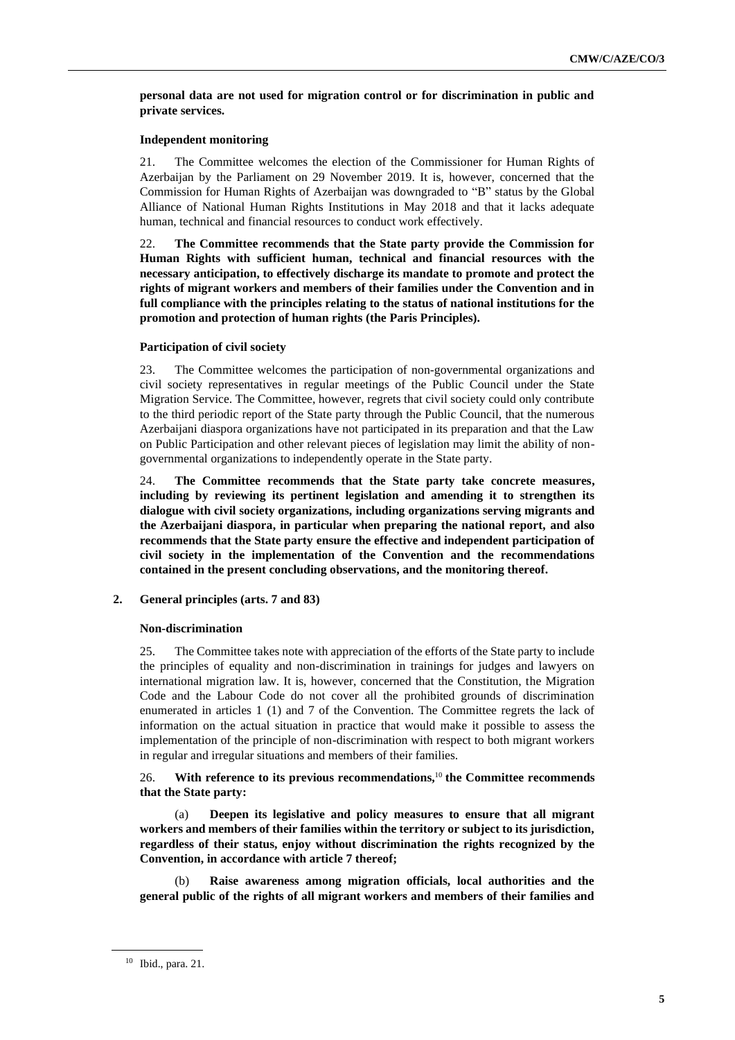**personal data are not used for migration control or for discrimination in public and private services.**

### Independent monitoring

21. The Committee welcomes the election of the Commissioner for Human Rights of Azerbaijan by the Parliament on 29 November 2019. It is, however, concerned that the Commission for Human Rights of Azerbaijan was downgraded to "B" status by the Global Alliance of National Human Rights Institutions in May 2018 and that it lacks adequate human, technical and financial resources to conduct work effectively.

22. **The Committee recommends that the State party provide the Commission for Human Rights with sufficient human, technical and financial resources with the necessary anticipation, to effectively discharge its mandate to promote and protect the rights of migrant workers and members of their families under the Convention and in full compliance with the principles relating to the status of national institutions for the promotion and protection of human rights (the Paris Principles).**

### Participation of civil society

23. The Committee welcomes the participation of non-governmental organizations and civil society representatives in regular meetings of the Public Council under the State Migration Service. The Committee, however, regrets that civil society could only contribute to the third periodic report of the State party through the Public Council, that the numerous Azerbaijani diaspora organizations have not participated in its preparation and that the Law on Public Participation and other relevant pieces of legislation may limit the ability of non-governmental organizations to independently operate in the State party.

24. **The Committee recommends that the State party take concrete measures, including by reviewing its pertinent legislation and amending it to strengthen its dialogue with civil society organizations, including organizations serving migrants and the Azerbaijani diaspora, in particular when preparing the national report, and also recommends that the State party ensure the effective and independent participation of civil society in the implementation of the Convention and the recommendations contained in the present concluding observations, and the monitoring thereof.**

## 2. General principles (arts. 7 and 83)

### Non-discrimination

25. The Committee takes note with appreciation of the efforts of the State party to include the principles of equality and non-discrimination in trainings for judges and lawyers on international migration law. It is, however, concerned that the Constitution, the Migration Code and the Labour Code do not cover all the prohibited grounds of discrimination enumerated in articles 1 (1) and 7 of the Convention. The Committee regrets the lack of information on the actual situation in practice that would make it possible to assess the implementation of the principle of non-discrimination with respect to both migrant workers in regular and irregular situations and members of their families.

26. **With reference to its previous recommendations,**[10] **the Committee recommends that the State party:**

(a) **Deepen its legislative and policy measures to ensure that all migrant workers and members of their families within the territory or subject to its jurisdiction, regardless of their status, enjoy without discrimination the rights recognized by the Convention, in accordance with article 7 thereof;**

(b) **Raise awareness among migration officials, local authorities and the general public of the rights of all migrant workers and members of their families and**

[10] Ibid., para. 21.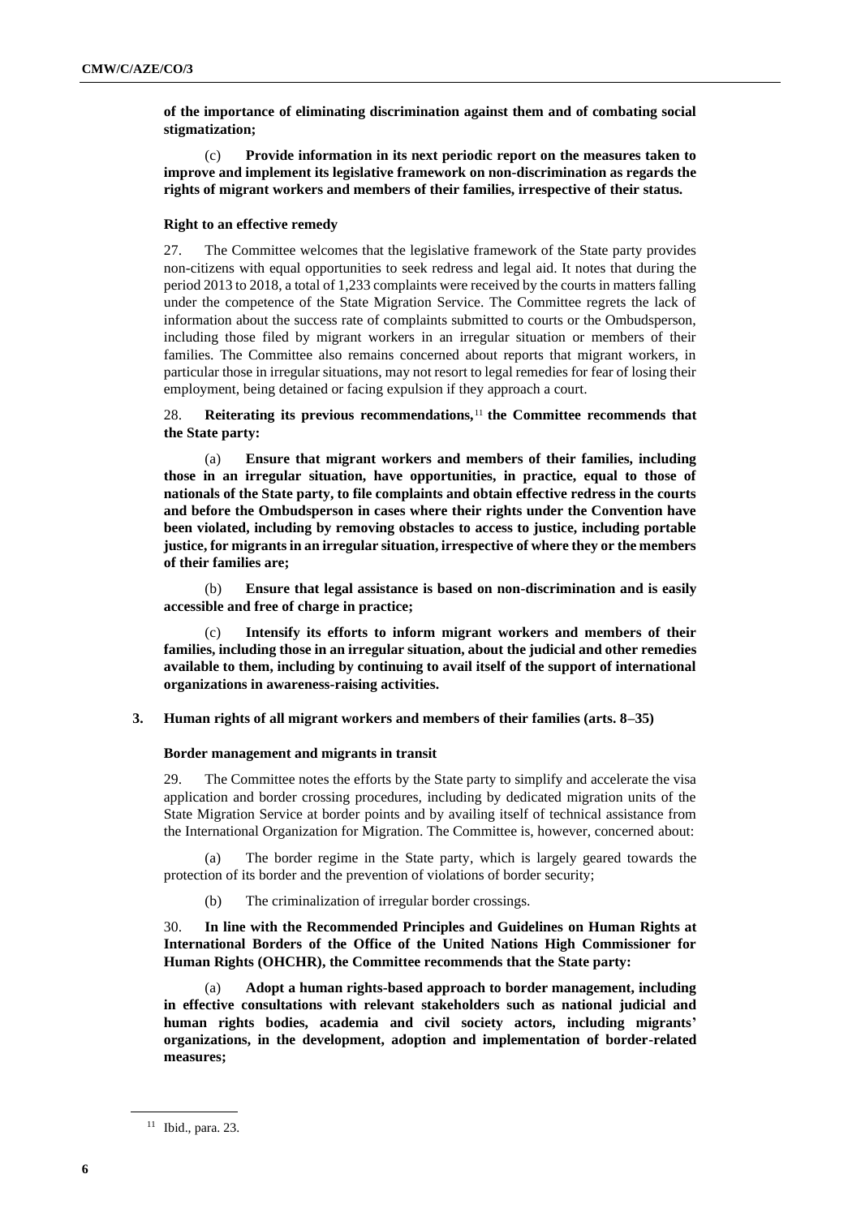**of the importance of eliminating discrimination against them and of combating social stigmatization;**

(c) **Provide information in its next periodic report on the measures taken to improve and implement its legislative framework on non-discrimination as regards the rights of migrant workers and members of their families, irrespective of their status.**

#### Right to an effective remedy

27. The Committee welcomes that the legislative framework of the State party provides non-citizens with equal opportunities to seek redress and legal aid. It notes that during the period 2013 to 2018, a total of 1,233 complaints were received by the courts in matters falling under the competence of the State Migration Service. The Committee regrets the lack of information about the success rate of complaints submitted to courts or the Ombudsperson, including those filed by migrant workers in an irregular situation or members of their families. The Committee also remains concerned about reports that migrant workers, in particular those in irregular situations, may not resort to legal remedies for fear of losing their employment, being detained or facing expulsion if they approach a court.

28. **Reiterating its previous recommendations,**[11] **the Committee recommends that the State party:**

(a) **Ensure that migrant workers and members of their families, including those in an irregular situation, have opportunities, in practice, equal to those of nationals of the State party, to file complaints and obtain effective redress in the courts and before the Ombudsperson in cases where their rights under the Convention have been violated, including by removing obstacles to access to justice, including portable justice, for migrants in an irregular situation, irrespective of where they or the members of their families are;**

(b) **Ensure that legal assistance is based on non-discrimination and is easily accessible and free of charge in practice;**

(c) **Intensify its efforts to inform migrant workers and members of their families, including those in an irregular situation, about the judicial and other remedies available to them, including by continuing to avail itself of the support of international organizations in awareness-raising activities.**

### 3. Human rights of all migrant workers and members of their families (arts. 8–35)

#### Border management and migrants in transit

29. The Committee notes the efforts by the State party to simplify and accelerate the visa application and border crossing procedures, including by dedicated migration units of the State Migration Service at border points and by availing itself of technical assistance from the International Organization for Migration. The Committee is, however, concerned about:

(a) The border regime in the State party, which is largely geared towards the protection of its border and the prevention of violations of border security;

(b) The criminalization of irregular border crossings.

30. **In line with the Recommended Principles and Guidelines on Human Rights at International Borders of the Office of the United Nations High Commissioner for Human Rights (OHCHR), the Committee recommends that the State party:**

(a) **Adopt a human rights-based approach to border management, including in effective consultations with relevant stakeholders such as national judicial and human rights bodies, academia and civil society actors, including migrants' organizations, in the development, adoption and implementation of border-related measures;**

[11] Ibid., para. 23.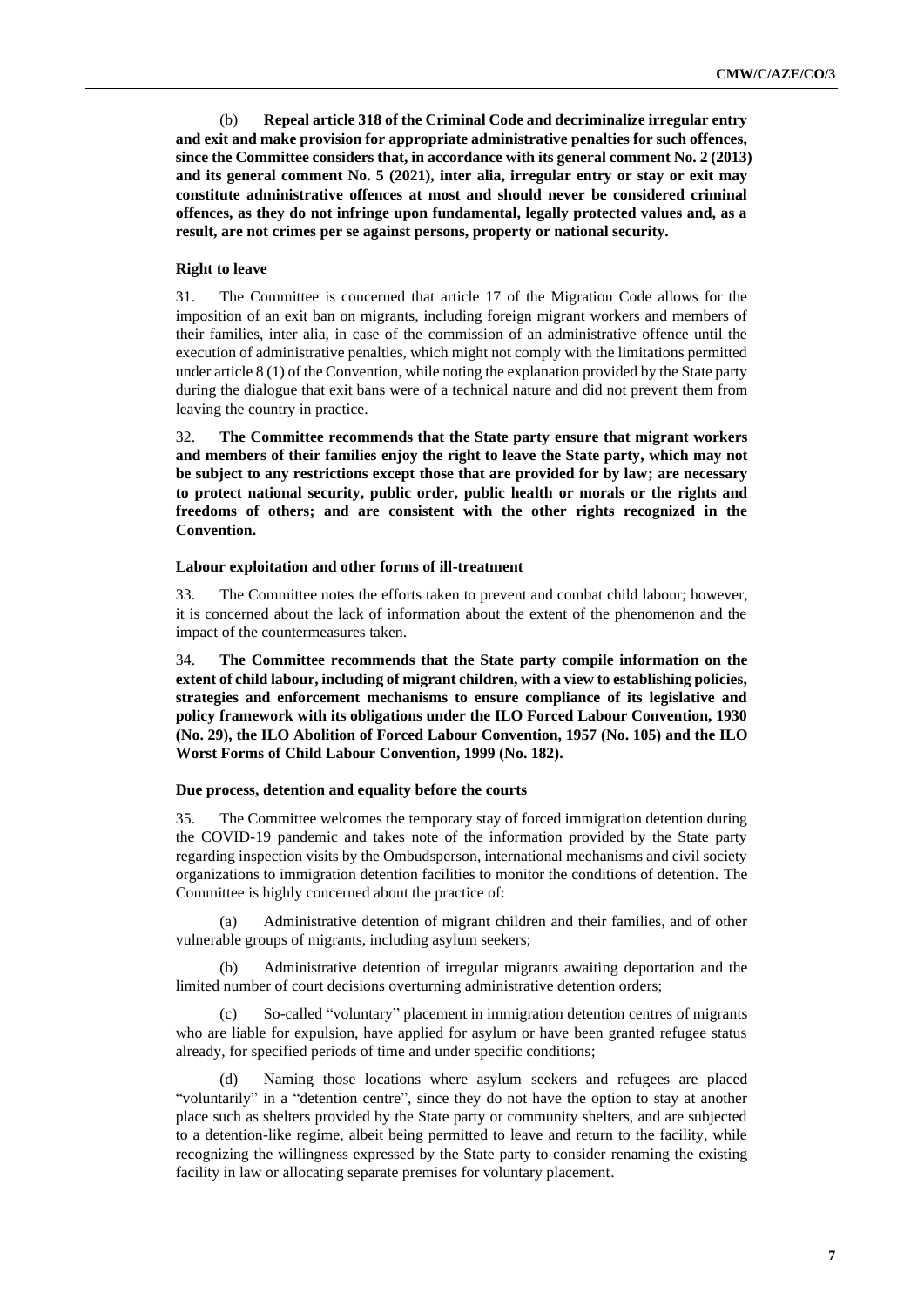(b) **Repeal article 318 of the Criminal Code and decriminalize irregular entry and exit and make provision for appropriate administrative penalties for such offences, since the Committee considers that, in accordance with its general comment No. 2 (2013) and its general comment No. 5 (2021), inter alia, irregular entry or stay or exit may constitute administrative offences at most and should never be considered criminal offences, as they do not infringe upon fundamental, legally protected values and, as a result, are not crimes per se against persons, property or national security.**

#### Right to leave

31. The Committee is concerned that article 17 of the Migration Code allows for the imposition of an exit ban on migrants, including foreign migrant workers and members of their families, inter alia, in case of the commission of an administrative offence until the execution of administrative penalties, which might not comply with the limitations permitted under article 8 (1) of the Convention, while noting the explanation provided by the State party during the dialogue that exit bans were of a technical nature and did not prevent them from leaving the country in practice.

32. **The Committee recommends that the State party ensure that migrant workers and members of their families enjoy the right to leave the State party, which may not be subject to any restrictions except those that are provided for by law; are necessary to protect national security, public order, public health or morals or the rights and freedoms of others; and are consistent with the other rights recognized in the Convention.**

#### Labour exploitation and other forms of ill-treatment

33. The Committee notes the efforts taken to prevent and combat child labour; however, it is concerned about the lack of information about the extent of the phenomenon and the impact of the countermeasures taken.

34. **The Committee recommends that the State party compile information on the extent of child labour, including of migrant children, with a view to establishing policies, strategies and enforcement mechanisms to ensure compliance of its legislative and policy framework with its obligations under the ILO Forced Labour Convention, 1930 (No. 29), the ILO Abolition of Forced Labour Convention, 1957 (No. 105) and the ILO Worst Forms of Child Labour Convention, 1999 (No. 182).**

#### Due process, detention and equality before the courts

35. The Committee welcomes the temporary stay of forced immigration detention during the COVID-19 pandemic and takes note of the information provided by the State party regarding inspection visits by the Ombudsperson, international mechanisms and civil society organizations to immigration detention facilities to monitor the conditions of detention. The Committee is highly concerned about the practice of:

(a) Administrative detention of migrant children and their families, and of other vulnerable groups of migrants, including asylum seekers;

(b) Administrative detention of irregular migrants awaiting deportation and the limited number of court decisions overturning administrative detention orders;

(c) So-called "voluntary" placement in immigration detention centres of migrants who are liable for expulsion, have applied for asylum or have been granted refugee status already, for specified periods of time and under specific conditions;

(d) Naming those locations where asylum seekers and refugees are placed "voluntarily" in a "detention centre", since they do not have the option to stay at another place such as shelters provided by the State party or community shelters, and are subjected to a detention-like regime, albeit being permitted to leave and return to the facility, while recognizing the willingness expressed by the State party to consider renaming the existing facility in law or allocating separate premises for voluntary placement.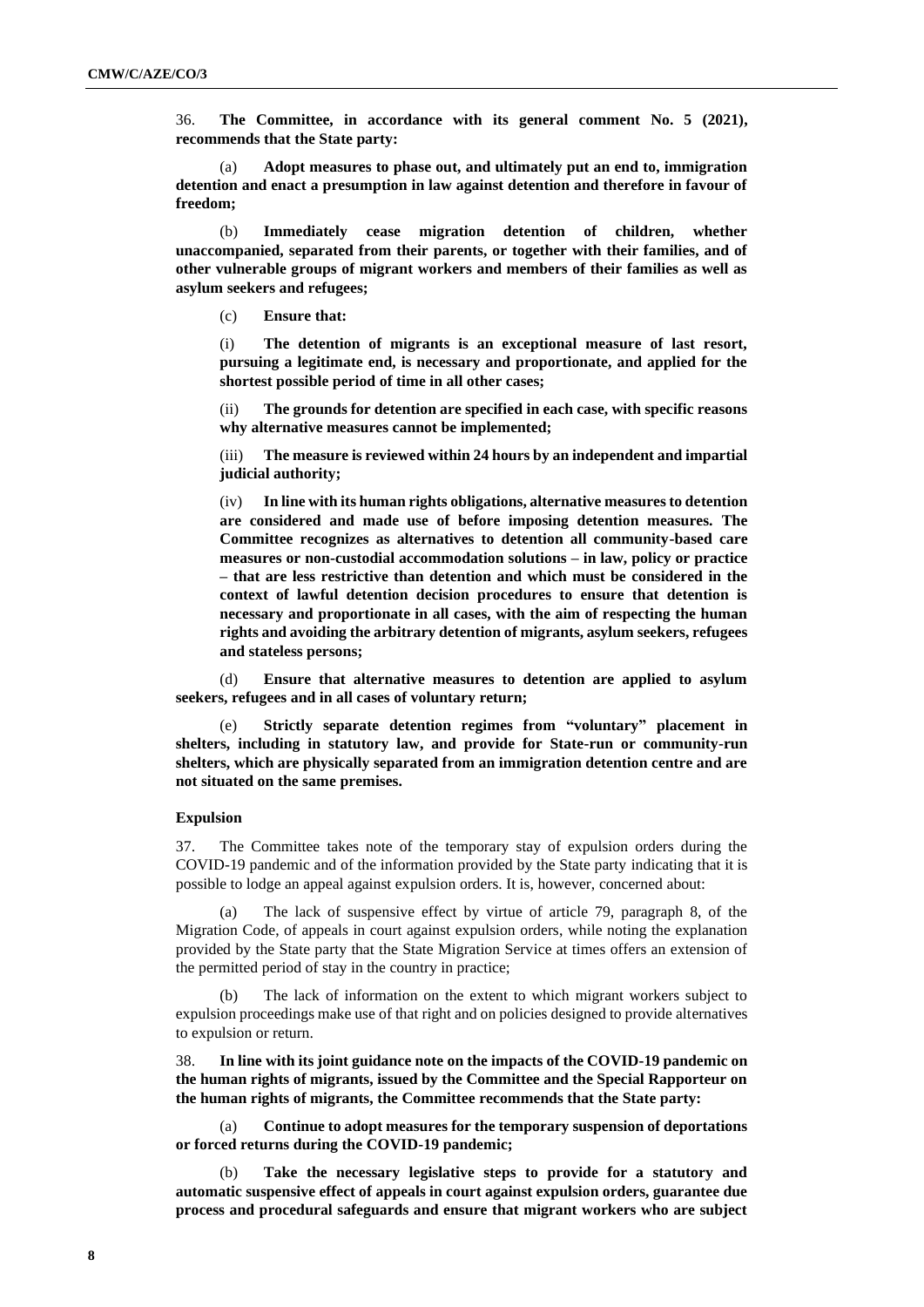36. **The Committee, in accordance with its general comment No. 5 (2021), recommends that the State party:**

(a) **Adopt measures to phase out, and ultimately put an end to, immigration detention and enact a presumption in law against detention and therefore in favour of freedom;**

(b) **Immediately cease migration detention of children, whether unaccompanied, separated from their parents, or together with their families, and of other vulnerable groups of migrant workers and members of their families as well as asylum seekers and refugees;**

(c) **Ensure that:**

(i) **The detention of migrants is an exceptional measure of last resort, pursuing a legitimate end, is necessary and proportionate, and applied for the shortest possible period of time in all other cases;**

(ii) **The grounds for detention are specified in each case, with specific reasons why alternative measures cannot be implemented;**

(iii) **The measure is reviewed within 24 hours by an independent and impartial judicial authority;**

(iv) **In line with its human rights obligations, alternative measures to detention are considered and made use of before imposing detention measures. The Committee recognizes as alternatives to detention all community-based care measures or non-custodial accommodation solutions – in law, policy or practice – that are less restrictive than detention and which must be considered in the context of lawful detention decision procedures to ensure that detention is necessary and proportionate in all cases, with the aim of respecting the human rights and avoiding the arbitrary detention of migrants, asylum seekers, refugees and stateless persons;**

(d) **Ensure that alternative measures to detention are applied to asylum seekers, refugees and in all cases of voluntary return;**

(e) **Strictly separate detention regimes from "voluntary" placement in shelters, including in statutory law, and provide for State-run or community-run shelters, which are physically separated from an immigration detention centre and are not situated on the same premises.**

### Expulsion

37. The Committee takes note of the temporary stay of expulsion orders during the COVID-19 pandemic and of the information provided by the State party indicating that it is possible to lodge an appeal against expulsion orders. It is, however, concerned about:

(a) The lack of suspensive effect by virtue of article 79, paragraph 8, of the Migration Code, of appeals in court against expulsion orders, while noting the explanation provided by the State party that the State Migration Service at times offers an extension of the permitted period of stay in the country in practice;

(b) The lack of information on the extent to which migrant workers subject to expulsion proceedings make use of that right and on policies designed to provide alternatives to expulsion or return.

38. **In line with its joint guidance note on the impacts of the COVID-19 pandemic on the human rights of migrants, issued by the Committee and the Special Rapporteur on the human rights of migrants, the Committee recommends that the State party:**

(a) **Continue to adopt measures for the temporary suspension of deportations or forced returns during the COVID-19 pandemic;**

(b) **Take the necessary legislative steps to provide for a statutory and automatic suspensive effect of appeals in court against expulsion orders, guarantee due process and procedural safeguards and ensure that migrant workers who are subject**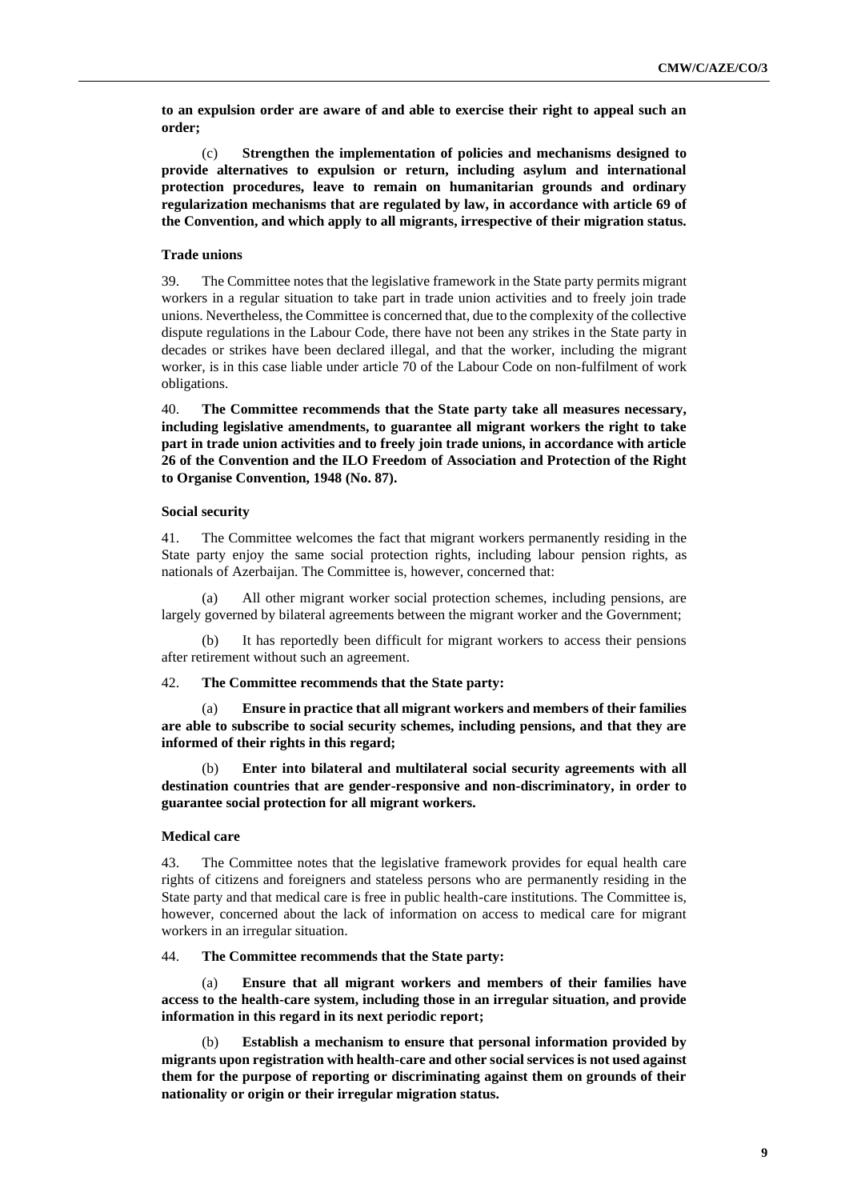**to an expulsion order are aware of and able to exercise their right to appeal such an order;**

(c) **Strengthen the implementation of policies and mechanisms designed to provide alternatives to expulsion or return, including asylum and international protection procedures, leave to remain on humanitarian grounds and ordinary regularization mechanisms that are regulated by law, in accordance with article 69 of the Convention, and which apply to all migrants, irrespective of their migration status.**

### Trade unions

39. The Committee notes that the legislative framework in the State party permits migrant workers in a regular situation to take part in trade union activities and to freely join trade unions. Nevertheless, the Committee is concerned that, due to the complexity of the collective dispute regulations in the Labour Code, there have not been any strikes in the State party in decades or strikes have been declared illegal, and that the worker, including the migrant worker, is in this case liable under article 70 of the Labour Code on non-fulfilment of work obligations.

40. **The Committee recommends that the State party take all measures necessary, including legislative amendments, to guarantee all migrant workers the right to take part in trade union activities and to freely join trade unions, in accordance with article 26 of the Convention and the ILO Freedom of Association and Protection of the Right to Organise Convention, 1948 (No. 87).**

### Social security

41. The Committee welcomes the fact that migrant workers permanently residing in the State party enjoy the same social protection rights, including labour pension rights, as nationals of Azerbaijan. The Committee is, however, concerned that:

(a) All other migrant worker social protection schemes, including pensions, are largely governed by bilateral agreements between the migrant worker and the Government;

(b) It has reportedly been difficult for migrant workers to access their pensions after retirement without such an agreement.

42. **The Committee recommends that the State party:**

(a) **Ensure in practice that all migrant workers and members of their families are able to subscribe to social security schemes, including pensions, and that they are informed of their rights in this regard;**

(b) **Enter into bilateral and multilateral social security agreements with all destination countries that are gender-responsive and non-discriminatory, in order to guarantee social protection for all migrant workers.**

### Medical care

43. The Committee notes that the legislative framework provides for equal health care rights of citizens and foreigners and stateless persons who are permanently residing in the State party and that medical care is free in public health-care institutions. The Committee is, however, concerned about the lack of information on access to medical care for migrant workers in an irregular situation.

44. **The Committee recommends that the State party:**

(a) **Ensure that all migrant workers and members of their families have access to the health-care system, including those in an irregular situation, and provide information in this regard in its next periodic report;**

(b) **Establish a mechanism to ensure that personal information provided by migrants upon registration with health-care and other social services is not used against them for the purpose of reporting or discriminating against them on grounds of their nationality or origin or their irregular migration status.**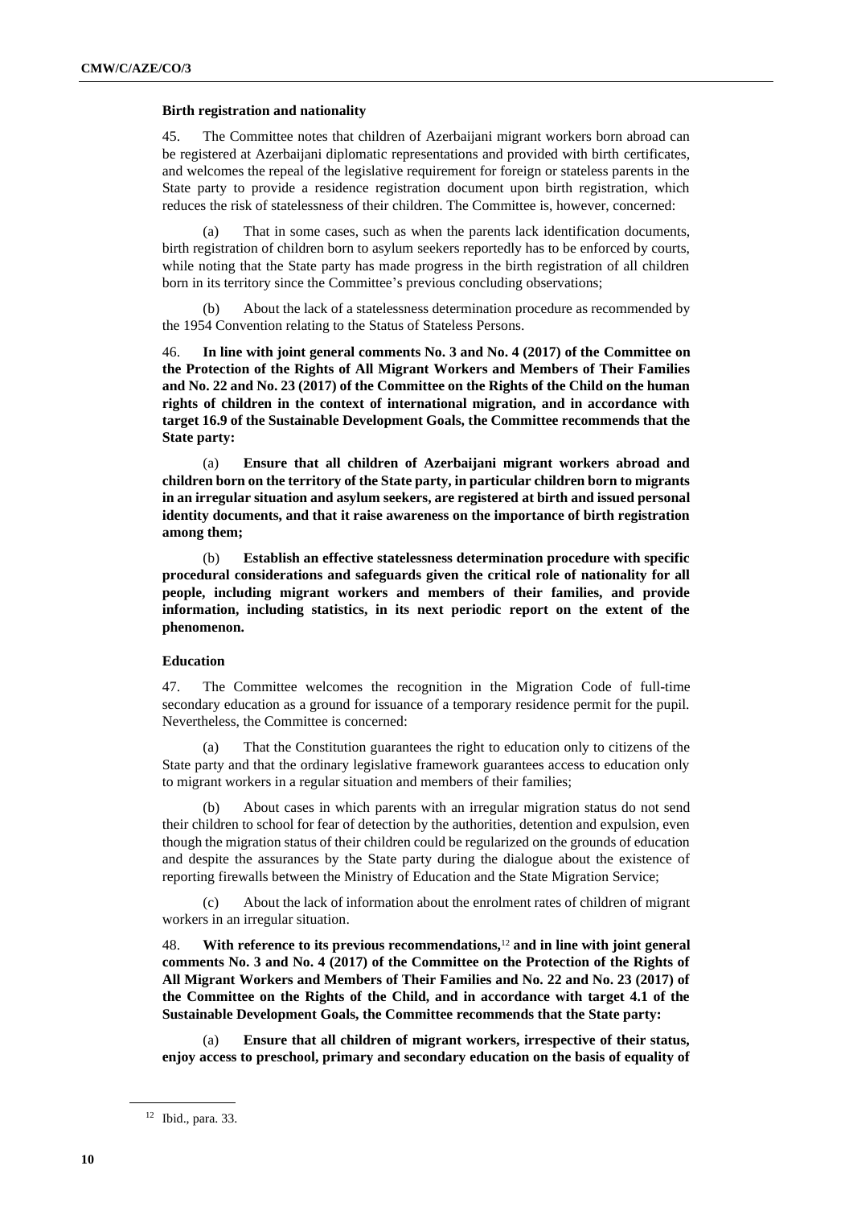### Birth registration and nationality

45. The Committee notes that children of Azerbaijani migrant workers born abroad can be registered at Azerbaijani diplomatic representations and provided with birth certificates, and welcomes the repeal of the legislative requirement for foreign or stateless parents in the State party to provide a residence registration document upon birth registration, which reduces the risk of statelessness of their children. The Committee is, however, concerned:

(a) That in some cases, such as when the parents lack identification documents, birth registration of children born to asylum seekers reportedly has to be enforced by courts, while noting that the State party has made progress in the birth registration of all children born in its territory since the Committee's previous concluding observations;

(b) About the lack of a statelessness determination procedure as recommended by the 1954 Convention relating to the Status of Stateless Persons.

46. **In line with joint general comments No. 3 and No. 4 (2017) of the Committee on the Protection of the Rights of All Migrant Workers and Members of Their Families and No. 22 and No. 23 (2017) of the Committee on the Rights of the Child on the human rights of children in the context of international migration, and in accordance with target 16.9 of the Sustainable Development Goals, the Committee recommends that the State party:**

(a) **Ensure that all children of Azerbaijani migrant workers abroad and children born on the territory of the State party, in particular children born to migrants in an irregular situation and asylum seekers, are registered at birth and issued personal identity documents, and that it raise awareness on the importance of birth registration among them;**

(b) **Establish an effective statelessness determination procedure with specific procedural considerations and safeguards given the critical role of nationality for all people, including migrant workers and members of their families, and provide information, including statistics, in its next periodic report on the extent of the phenomenon.**

### Education

47. The Committee welcomes the recognition in the Migration Code of full-time secondary education as a ground for issuance of a temporary residence permit for the pupil. Nevertheless, the Committee is concerned:

(a) That the Constitution guarantees the right to education only to citizens of the State party and that the ordinary legislative framework guarantees access to education only to migrant workers in a regular situation and members of their families;

(b) About cases in which parents with an irregular migration status do not send their children to school for fear of detection by the authorities, detention and expulsion, even though the migration status of their children could be regularized on the grounds of education and despite the assurances by the State party during the dialogue about the existence of reporting firewalls between the Ministry of Education and the State Migration Service;

(c) About the lack of information about the enrolment rates of children of migrant workers in an irregular situation.

48. **With reference to its previous recommendations,**[12] **and in line with joint general comments No. 3 and No. 4 (2017) of the Committee on the Protection of the Rights of All Migrant Workers and Members of Their Families and No. 22 and No. 23 (2017) of the Committee on the Rights of the Child, and in accordance with target 4.1 of the Sustainable Development Goals, the Committee recommends that the State party:**

(a) **Ensure that all children of migrant workers, irrespective of their status, enjoy access to preschool, primary and secondary education on the basis of equality of**

[12] Ibid., para. 33.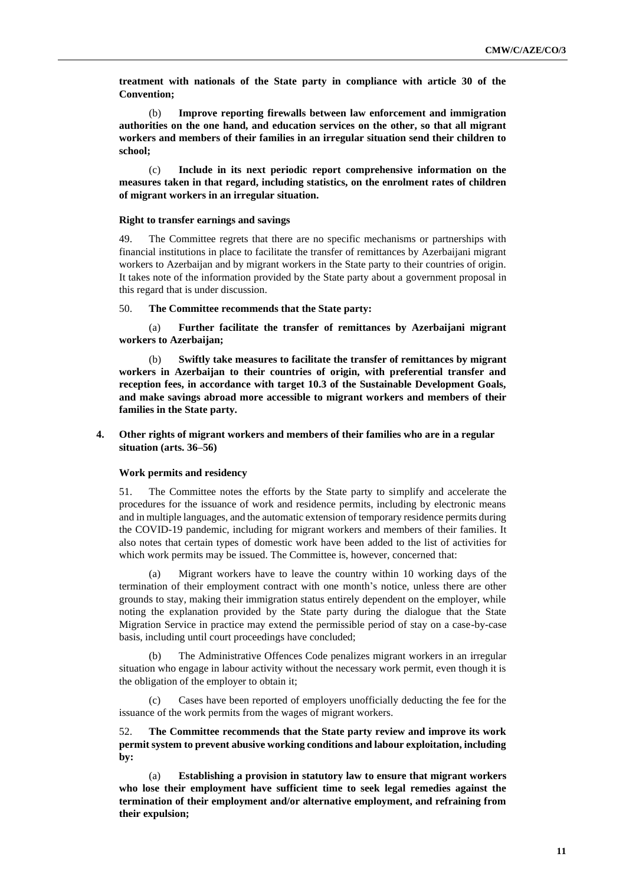**treatment with nationals of the State party in compliance with article 30 of the Convention;**

(b) **Improve reporting firewalls between law enforcement and immigration authorities on the one hand, and education services on the other, so that all migrant workers and members of their families in an irregular situation send their children to school;**

(c) **Include in its next periodic report comprehensive information on the measures taken in that regard, including statistics, on the enrolment rates of children of migrant workers in an irregular situation.**

#### Right to transfer earnings and savings

49. The Committee regrets that there are no specific mechanisms or partnerships with financial institutions in place to facilitate the transfer of remittances by Azerbaijani migrant workers to Azerbaijan and by migrant workers in the State party to their countries of origin. It takes note of the information provided by the State party about a government proposal in this regard that is under discussion.

50. **The Committee recommends that the State party:**

(a) **Further facilitate the transfer of remittances by Azerbaijani migrant workers to Azerbaijan;**

(b) **Swiftly take measures to facilitate the transfer of remittances by migrant workers in Azerbaijan to their countries of origin, with preferential transfer and reception fees, in accordance with target 10.3 of the Sustainable Development Goals, and make savings abroad more accessible to migrant workers and members of their families in the State party.**

### 4. Other rights of migrant workers and members of their families who are in a regular situation (arts. 36–56)

#### Work permits and residency

51. The Committee notes the efforts by the State party to simplify and accelerate the procedures for the issuance of work and residence permits, including by electronic means and in multiple languages, and the automatic extension of temporary residence permits during the COVID-19 pandemic, including for migrant workers and members of their families. It also notes that certain types of domestic work have been added to the list of activities for which work permits may be issued. The Committee is, however, concerned that:

(a) Migrant workers have to leave the country within 10 working days of the termination of their employment contract with one month's notice, unless there are other grounds to stay, making their immigration status entirely dependent on the employer, while noting the explanation provided by the State party during the dialogue that the State Migration Service in practice may extend the permissible period of stay on a case-by-case basis, including until court proceedings have concluded;

(b) The Administrative Offences Code penalizes migrant workers in an irregular situation who engage in labour activity without the necessary work permit, even though it is the obligation of the employer to obtain it;

(c) Cases have been reported of employers unofficially deducting the fee for the issuance of the work permits from the wages of migrant workers.

52. **The Committee recommends that the State party review and improve its work permit system to prevent abusive working conditions and labour exploitation, including by:**

(a) **Establishing a provision in statutory law to ensure that migrant workers who lose their employment have sufficient time to seek legal remedies against the termination of their employment and/or alternative employment, and refraining from their expulsion;**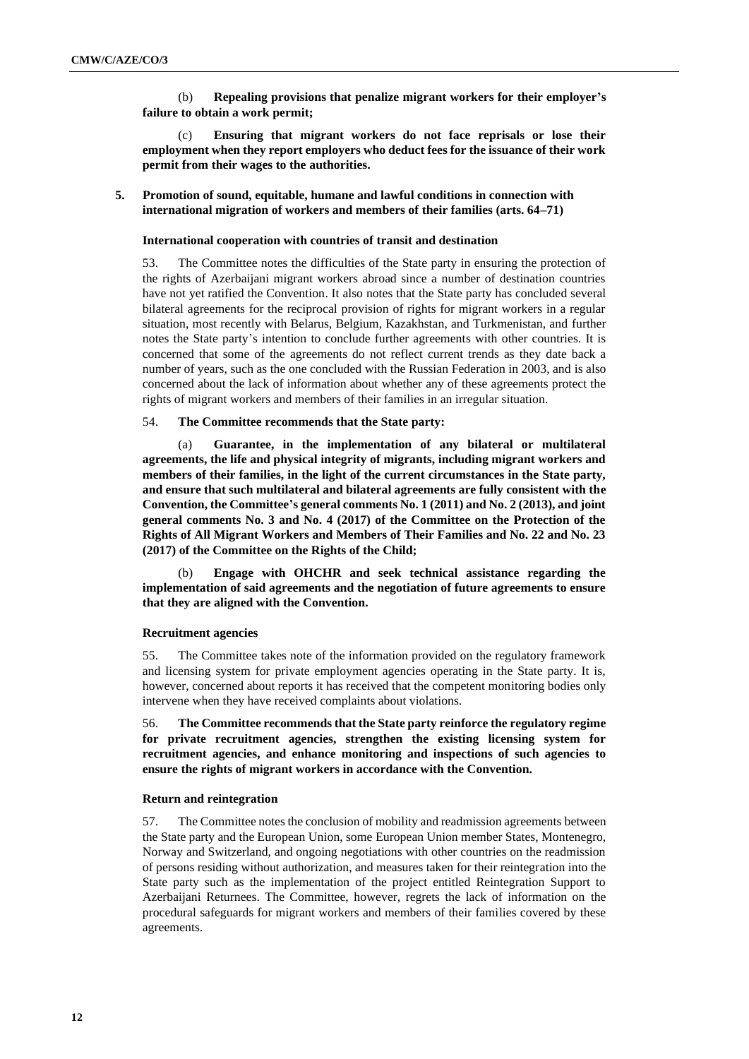(b) **Repealing provisions that penalize migrant workers for their employer's failure to obtain a work permit;**

(c) **Ensuring that migrant workers do not face reprisals or lose their employment when they report employers who deduct fees for the issuance of their work permit from their wages to the authorities.**

## 5. Promotion of sound, equitable, humane and lawful conditions in connection with international migration of workers and members of their families (arts. 64–71)

### International cooperation with countries of transit and destination

53. The Committee notes the difficulties of the State party in ensuring the protection of the rights of Azerbaijani migrant workers abroad since a number of destination countries have not yet ratified the Convention. It also notes that the State party has concluded several bilateral agreements for the reciprocal provision of rights for migrant workers in a regular situation, most recently with Belarus, Belgium, Kazakhstan, and Turkmenistan, and further notes the State party's intention to conclude further agreements with other countries. It is concerned that some of the agreements do not reflect current trends as they date back a number of years, such as the one concluded with the Russian Federation in 2003, and is also concerned about the lack of information about whether any of these agreements protect the rights of migrant workers and members of their families in an irregular situation.

54. **The Committee recommends that the State party:**

(a) **Guarantee, in the implementation of any bilateral or multilateral agreements, the life and physical integrity of migrants, including migrant workers and members of their families, in the light of the current circumstances in the State party, and ensure that such multilateral and bilateral agreements are fully consistent with the Convention, the Committee's general comments No. 1 (2011) and No. 2 (2013), and joint general comments No. 3 and No. 4 (2017) of the Committee on the Protection of the Rights of All Migrant Workers and Members of Their Families and No. 22 and No. 23 (2017) of the Committee on the Rights of the Child;**

(b) **Engage with OHCHR and seek technical assistance regarding the implementation of said agreements and the negotiation of future agreements to ensure that they are aligned with the Convention.**

### Recruitment agencies

55. The Committee takes note of the information provided on the regulatory framework and licensing system for private employment agencies operating in the State party. It is, however, concerned about reports it has received that the competent monitoring bodies only intervene when they have received complaints about violations.

56. **The Committee recommends that the State party reinforce the regulatory regime for private recruitment agencies, strengthen the existing licensing system for recruitment agencies, and enhance monitoring and inspections of such agencies to ensure the rights of migrant workers in accordance with the Convention.**

### Return and reintegration

57. The Committee notes the conclusion of mobility and readmission agreements between the State party and the European Union, some European Union member States, Montenegro, Norway and Switzerland, and ongoing negotiations with other countries on the readmission of persons residing without authorization, and measures taken for their reintegration into the State party such as the implementation of the project entitled Reintegration Support to Azerbaijani Returnees. The Committee, however, regrets the lack of information on the procedural safeguards for migrant workers and members of their families covered by these agreements.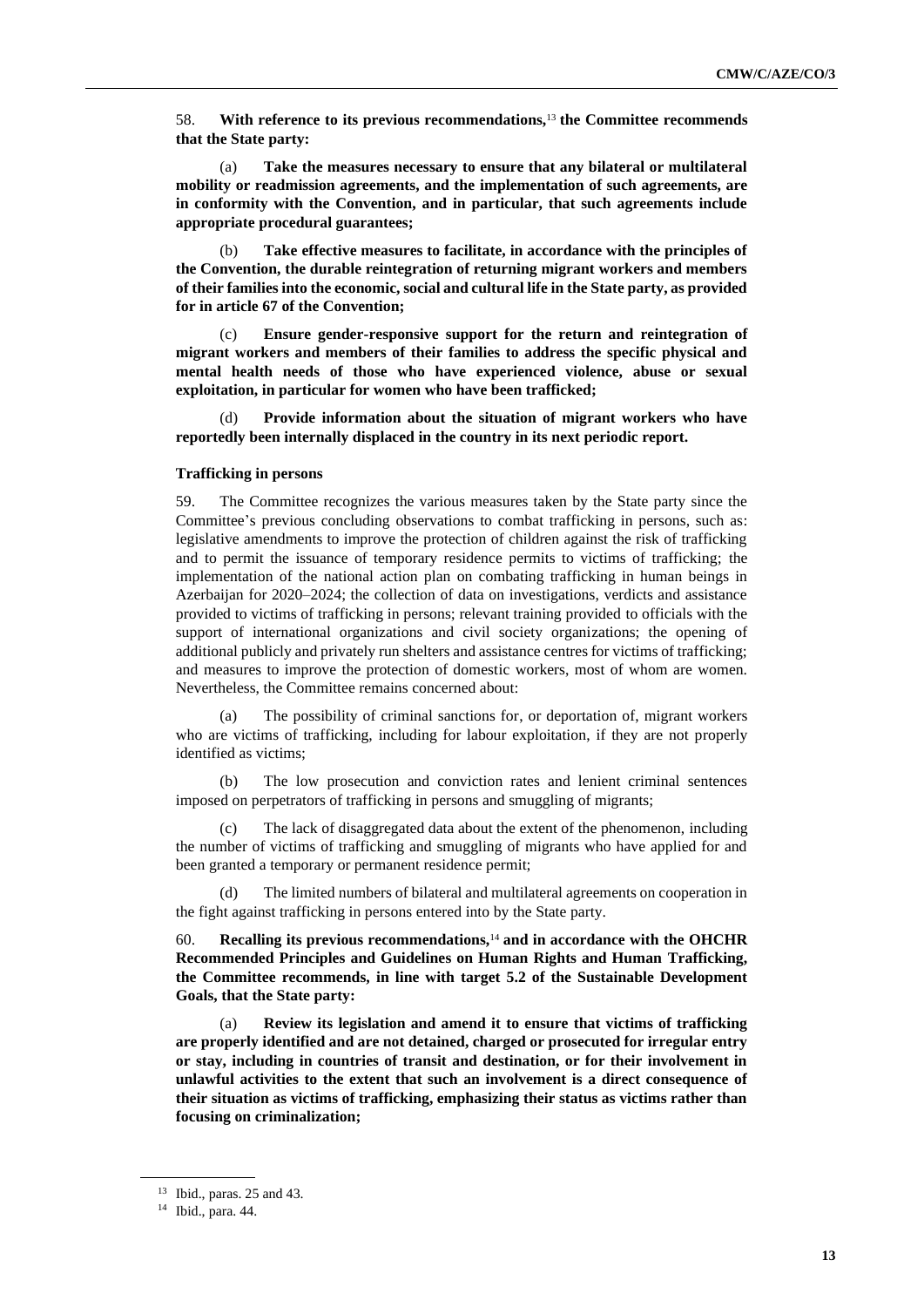58. **With reference to its previous recommendations,**[13] **the Committee recommends that the State party:**

(a) **Take the measures necessary to ensure that any bilateral or multilateral mobility or readmission agreements, and the implementation of such agreements, are in conformity with the Convention, and in particular, that such agreements include appropriate procedural guarantees;**

(b) **Take effective measures to facilitate, in accordance with the principles of the Convention, the durable reintegration of returning migrant workers and members of their families into the economic, social and cultural life in the State party, as provided for in article 67 of the Convention;**

(c) **Ensure gender-responsive support for the return and reintegration of migrant workers and members of their families to address the specific physical and mental health needs of those who have experienced violence, abuse or sexual exploitation, in particular for women who have been trafficked;**

(d) **Provide information about the situation of migrant workers who have reportedly been internally displaced in the country in its next periodic report.**

#### Trafficking in persons

59. The Committee recognizes the various measures taken by the State party since the Committee's previous concluding observations to combat trafficking in persons, such as: legislative amendments to improve the protection of children against the risk of trafficking and to permit the issuance of temporary residence permits to victims of trafficking; the implementation of the national action plan on combating trafficking in human beings in Azerbaijan for 2020–2024; the collection of data on investigations, verdicts and assistance provided to victims of trafficking in persons; relevant training provided to officials with the support of international organizations and civil society organizations; the opening of additional publicly and privately run shelters and assistance centres for victims of trafficking; and measures to improve the protection of domestic workers, most of whom are women. Nevertheless, the Committee remains concerned about:

(a) The possibility of criminal sanctions for, or deportation of, migrant workers who are victims of trafficking, including for labour exploitation, if they are not properly identified as victims;

(b) The low prosecution and conviction rates and lenient criminal sentences imposed on perpetrators of trafficking in persons and smuggling of migrants;

(c) The lack of disaggregated data about the extent of the phenomenon, including the number of victims of trafficking and smuggling of migrants who have applied for and been granted a temporary or permanent residence permit;

(d) The limited numbers of bilateral and multilateral agreements on cooperation in the fight against trafficking in persons entered into by the State party.

60. **Recalling its previous recommendations,**[14] **and in accordance with the OHCHR Recommended Principles and Guidelines on Human Rights and Human Trafficking, the Committee recommends, in line with target 5.2 of the Sustainable Development Goals, that the State party:**

(a) **Review its legislation and amend it to ensure that victims of trafficking are properly identified and are not detained, charged or prosecuted for irregular entry or stay, including in countries of transit and destination, or for their involvement in unlawful activities to the extent that such an involvement is a direct consequence of their situation as victims of trafficking, emphasizing their status as victims rather than focusing on criminalization;**

---

[13] Ibid., paras. 25 and 43.

[14] Ibid., para. 44.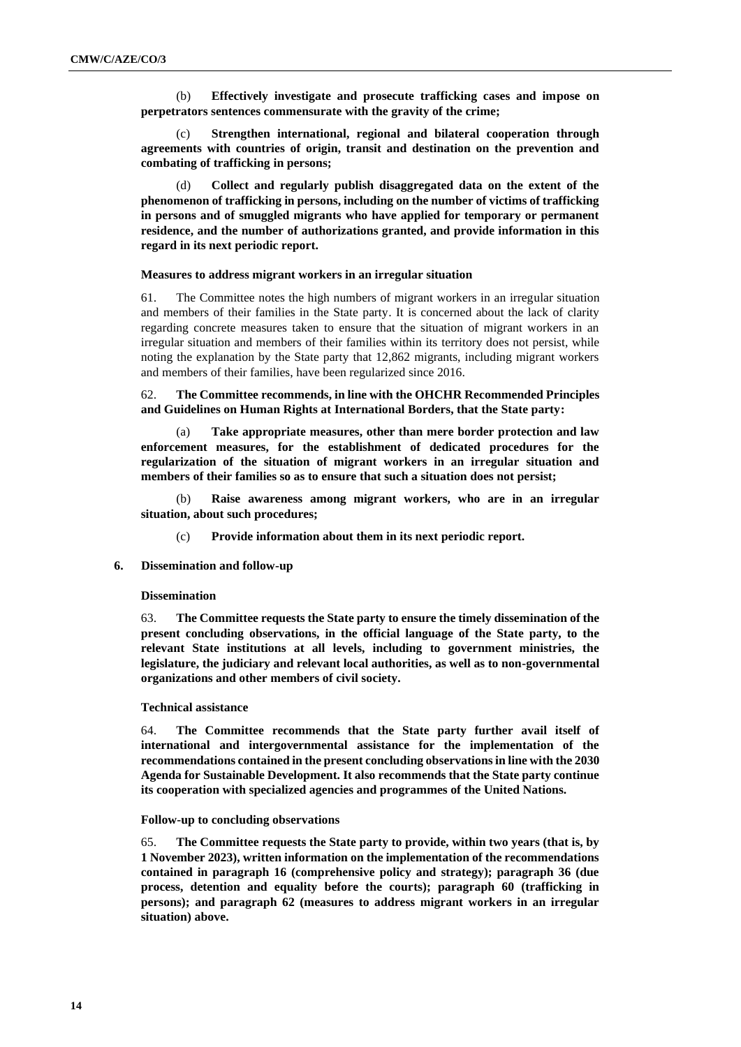(b) **Effectively investigate and prosecute trafficking cases and impose on perpetrators sentences commensurate with the gravity of the crime;**

(c) **Strengthen international, regional and bilateral cooperation through agreements with countries of origin, transit and destination on the prevention and combating of trafficking in persons;**

(d) **Collect and regularly publish disaggregated data on the extent of the phenomenon of trafficking in persons, including on the number of victims of trafficking in persons and of smuggled migrants who have applied for temporary or permanent residence, and the number of authorizations granted, and provide information in this regard in its next periodic report.**

#### Measures to address migrant workers in an irregular situation

61. The Committee notes the high numbers of migrant workers in an irregular situation and members of their families in the State party. It is concerned about the lack of clarity regarding concrete measures taken to ensure that the situation of migrant workers in an irregular situation and members of their families within its territory does not persist, while noting the explanation by the State party that 12,862 migrants, including migrant workers and members of their families, have been regularized since 2016.

62. **The Committee recommends, in line with the OHCHR Recommended Principles and Guidelines on Human Rights at International Borders, that the State party:**

(a) **Take appropriate measures, other than mere border protection and law enforcement measures, for the establishment of dedicated procedures for the regularization of the situation of migrant workers in an irregular situation and members of their families so as to ensure that such a situation does not persist;**

(b) **Raise awareness among migrant workers, who are in an irregular situation, about such procedures;**

(c) **Provide information about them in its next periodic report.**

## 6. Dissemination and follow-up

#### Dissemination

63. **The Committee requests the State party to ensure the timely dissemination of the present concluding observations, in the official language of the State party, to the relevant State institutions at all levels, including to government ministries, the legislature, the judiciary and relevant local authorities, as well as to non-governmental organizations and other members of civil society.**

#### Technical assistance

64. **The Committee recommends that the State party further avail itself of international and intergovernmental assistance for the implementation of the recommendations contained in the present concluding observations in line with the 2030 Agenda for Sustainable Development. It also recommends that the State party continue its cooperation with specialized agencies and programmes of the United Nations.**

#### Follow-up to concluding observations

65. **The Committee requests the State party to provide, within two years (that is, by 1 November 2023), written information on the implementation of the recommendations contained in paragraph 16 (comprehensive policy and strategy); paragraph 36 (due process, detention and equality before the courts); paragraph 60 (trafficking in persons); and paragraph 62 (measures to address migrant workers in an irregular situation) above.**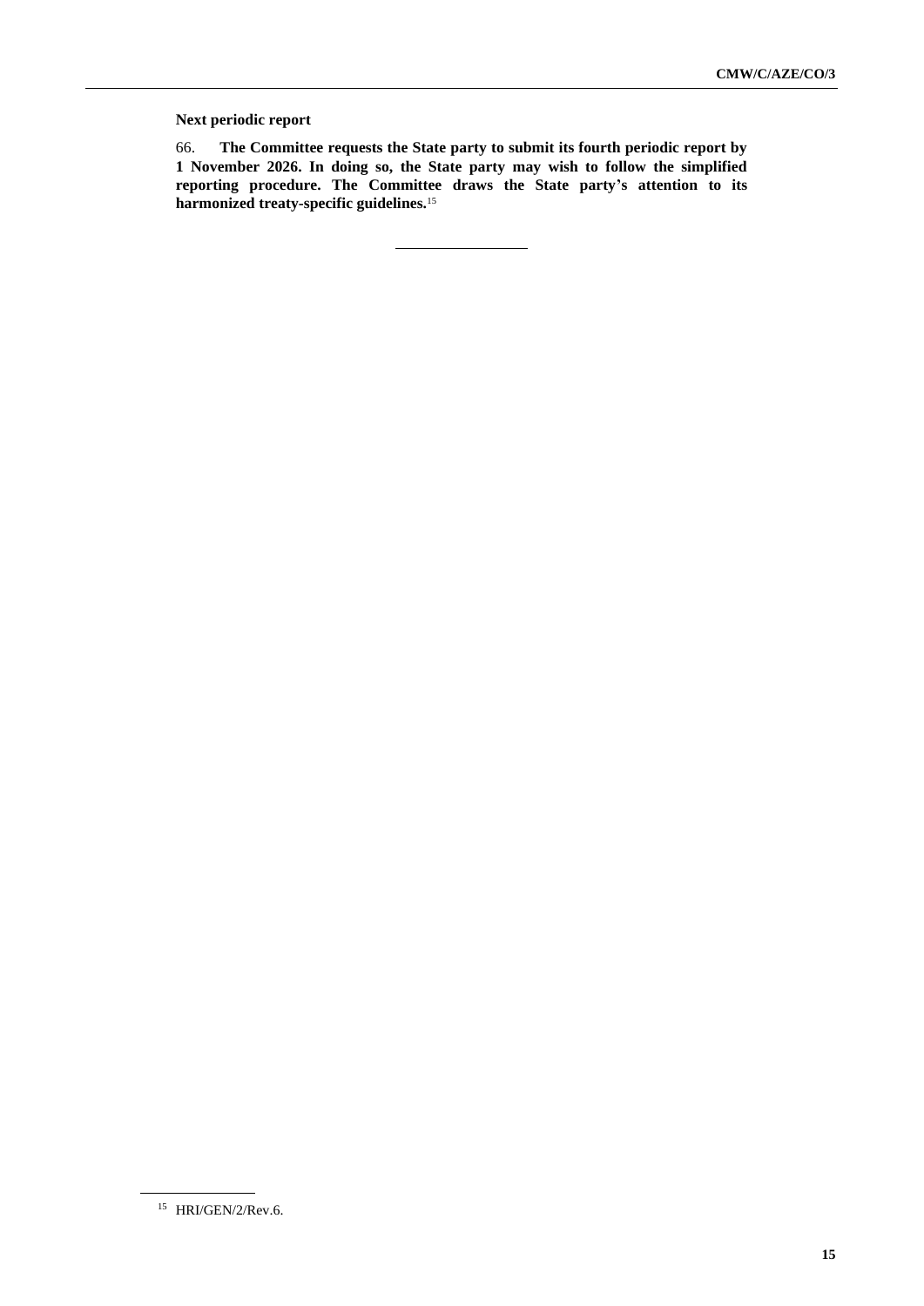### Next periodic report

66. **The Committee requests the State party to submit its fourth periodic report by 1 November 2026. In doing so, the State party may wish to follow the simplified reporting procedure. The Committee draws the State party's attention to its harmonized treaty-specific guidelines.**[15]

---

[15] HRI/GEN/2/Rev.6.